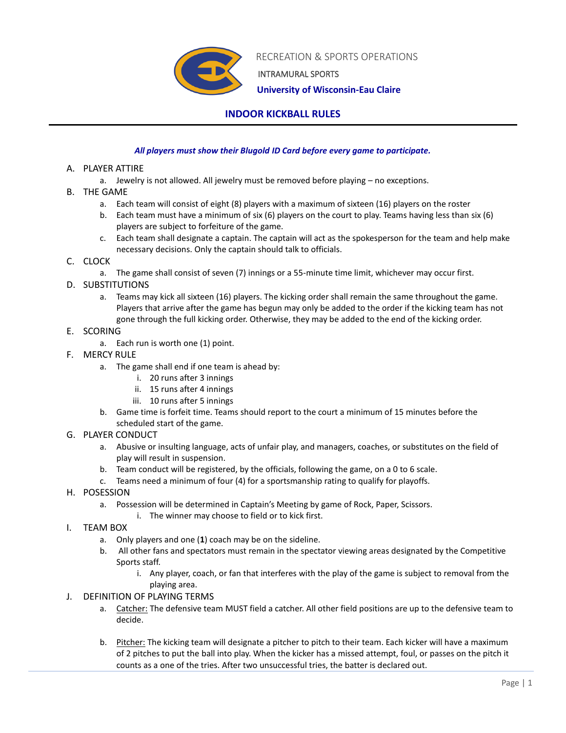RECREATION & SPORTS OPERATIONS

INTRAMURAL SPORTS

**University of Wisconsin-Eau Claire**

# INDOOR KICKBALL RULES

***All players must show their Blugold ID Card before every game to participate.***

A. PLAYER ATTIRE
   a. Jewelry is not allowed. All jewelry must be removed before playing – no exceptions.

B. THE GAME
   a. Each team will consist of eight (8) players with a maximum of sixteen (16) players on the roster
   b. Each team must have a minimum of six (6) players on the court to play. Teams having less than six (6) players are subject to forfeiture of the game.
   c. Each team shall designate a captain. The captain will act as the spokesperson for the team and help make necessary decisions. Only the captain should talk to officials.

C. CLOCK
   a. The game shall consist of seven (7) innings or a 55-minute time limit, whichever may occur first.

D. SUBSTITUTIONS
   a. Teams may kick all sixteen (16) players. The kicking order shall remain the same throughout the game. Players that arrive after the game has begun may only be added to the order if the kicking team has not gone through the full kicking order. Otherwise, they may be added to the end of the kicking order.

E. SCORING
   a. Each run is worth one (1) point.

F. MERCY RULE
   a. The game shall end if one team is ahead by:
      i. 20 runs after 3 innings
      ii. 15 runs after 4 innings
      iii. 10 runs after 5 innings
   b. Game time is forfeit time. Teams should report to the court a minimum of 15 minutes before the scheduled start of the game.

G. PLAYER CONDUCT
   a. Abusive or insulting language, acts of unfair play, and managers, coaches, or substitutes on the field of play will result in suspension.
   b. Team conduct will be registered, by the officials, following the game, on a 0 to 6 scale.
   c. Teams need a minimum of four (4) for a sportsmanship rating to qualify for playoffs.

H. POSESSION
   a. Possession will be determined in Captain's Meeting by game of Rock, Paper, Scissors.
      i. The winner may choose to field or to kick first.

I. TEAM BOX
   a. Only players and one (**1**) coach may be on the sideline.
   b. All other fans and spectators must remain in the spectator viewing areas designated by the Competitive Sports staff.
      i. Any player, coach, or fan that interferes with the play of the game is subject to removal from the playing area.

J. DEFINITION OF PLAYING TERMS
   a. <u>Catcher:</u> The defensive team MUST field a catcher. All other field positions are up to the defensive team to decide.

   b. <u>Pitcher:</u> The kicking team will designate a pitcher to pitch to their team. Each kicker will have a maximum of 2 pitches to put the ball into play. When the kicker has a missed attempt, foul, or passes on the pitch it counts as a one of the tries. After two unsuccessful tries, the batter is declared out.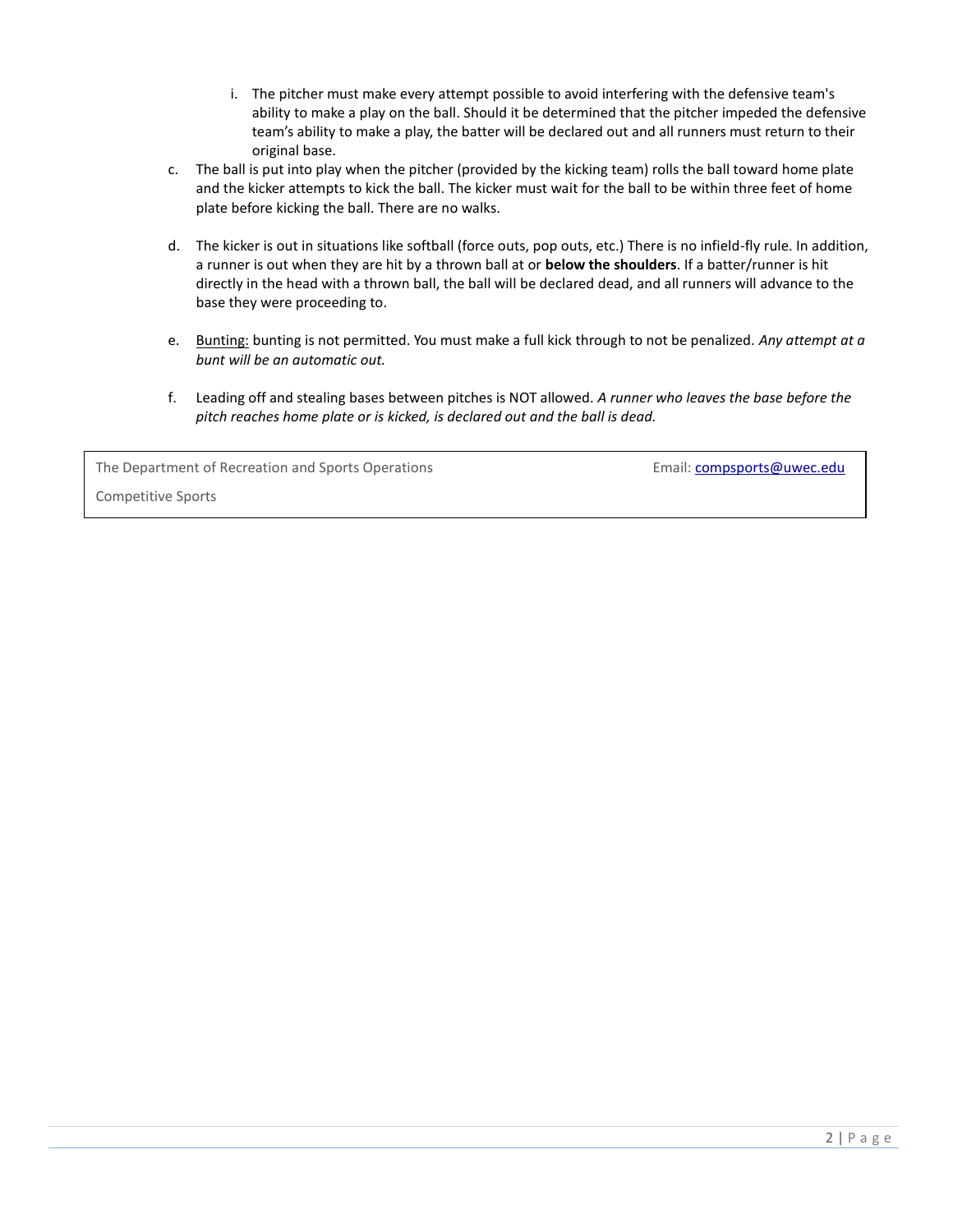i. The pitcher must make every attempt possible to avoid interfering with the defensive team's ability to make a play on the ball. Should it be determined that the pitcher impeded the defensive team's ability to make a play, the batter will be declared out and all runners must return to their original base.

c. The ball is put into play when the pitcher (provided by the kicking team) rolls the ball toward home plate and the kicker attempts to kick the ball. The kicker must wait for the ball to be within three feet of home plate before kicking the ball. There are no walks.

d. The kicker is out in situations like softball (force outs, pop outs, etc.) There is no infield-fly rule. In addition, a runner is out when they are hit by a thrown ball at or **below the shoulders**. If a batter/runner is hit directly in the head with a thrown ball, the ball will be declared dead, and all runners will advance to the base they were proceeding to.

e. <u>Bunting:</u> bunting is not permitted. You must make a full kick through to not be penalized. *Any attempt at a bunt will be an automatic out.*

f. Leading off and stealing bases between pitches is NOT allowed. *A runner who leaves the base before the pitch reaches home plate or is kicked, is declared out and the ball is dead.*

| | |
|---|---|
| The Department of Recreation and Sports Operations | Email: compsports@uwec.edu |
| Competitive Sports | |